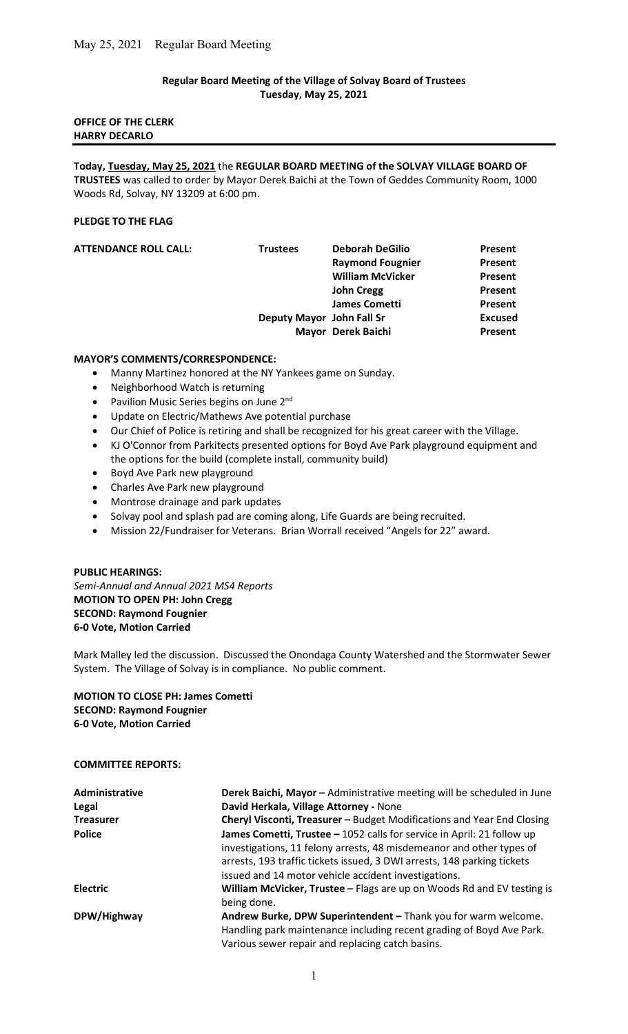**Regular Board Meeting of the Village of Solvay Board of Trustees**
**Tuesday, May 25, 2021**

**OFFICE OF THE CLERK**
**HARRY DECARLO**

---

**Today, Tuesday, May 25, 2021** the **REGULAR BOARD MEETING of the SOLVAY VILLAGE BOARD OF TRUSTEES** was called to order by Mayor Derek Baichi at the Town of Geddes Community Room, 1000 Woods Rd, Solvay, NY 13209 at 6:00 pm.

**PLEDGE TO THE FLAG**

| **ATTENDANCE ROLL CALL:** | **Trustees** | **Deborah DeGilio** | **Present** |
|---|---|---|---|
| | | **Raymond Fougnier** | **Present** |
| | | **William McVicker** | **Present** |
| | | **John Cregg** | **Present** |
| | | **James Cometti** | **Present** |
| | **Deputy Mayor** | **John Fall Sr** | **Excused** |
| | **Mayor** | **Derek Baichi** | **Present** |

**MAYOR'S COMMENTS/CORRESPONDENCE:**

- Manny Martinez honored at the NY Yankees game on Sunday.
- Neighborhood Watch is returning
- Pavilion Music Series begins on June 2nd
- Update on Electric/Mathews Ave potential purchase
- Our Chief of Police is retiring and shall be recognized for his great career with the Village.
- KJ O'Connor from Parkitects presented options for Boyd Ave Park playground equipment and the options for the build (complete install, community build)
- Boyd Ave Park new playground
- Charles Ave Park new playground
- Montrose drainage and park updates
- Solvay pool and splash pad are coming along, Life Guards are being recruited.
- Mission 22/Fundraiser for Veterans. Brian Worrall received "Angels for 22" award.

**PUBLIC HEARINGS:**
*Semi-Annual and Annual 2021 MS4 Reports*
**MOTION TO OPEN PH: John Cregg**
**SECOND: Raymond Fougnier**
**6-0 Vote, Motion Carried**

Mark Malley led the discussion. Discussed the Onondaga County Watershed and the Stormwater Sewer System. The Village of Solvay is in compliance. No public comment.

**MOTION TO CLOSE PH: James Cometti**
**SECOND: Raymond Fougnier**
**6-0 Vote, Motion Carried**

**COMMITTEE REPORTS:**

| | |
|---|---|
| **Administrative** | **Derek Baichi, Mayor –** Administrative meeting will be scheduled in June |
| **Legal** | **David Herkala, Village Attorney -** None |
| **Treasurer** | **Cheryl Visconti, Treasurer –** Budget Modifications and Year End Closing |
| **Police** | **James Cometti, Trustee –** 1052 calls for service in April: 21 follow up investigations, 11 felony arrests, 48 misdemeanor and other types of arrests, 193 traffic tickets issued, 3 DWI arrests, 148 parking tickets issued and 14 motor vehicle accident investigations. |
| **Electric** | **William McVicker, Trustee –** Flags are up on Woods Rd and EV testing is being done. |
| **DPW/Highway** | **Andrew Burke, DPW Superintendent –** Thank you for warm welcome. Handling park maintenance including recent grading of Boyd Ave Park. Various sewer repair and replacing catch basins. |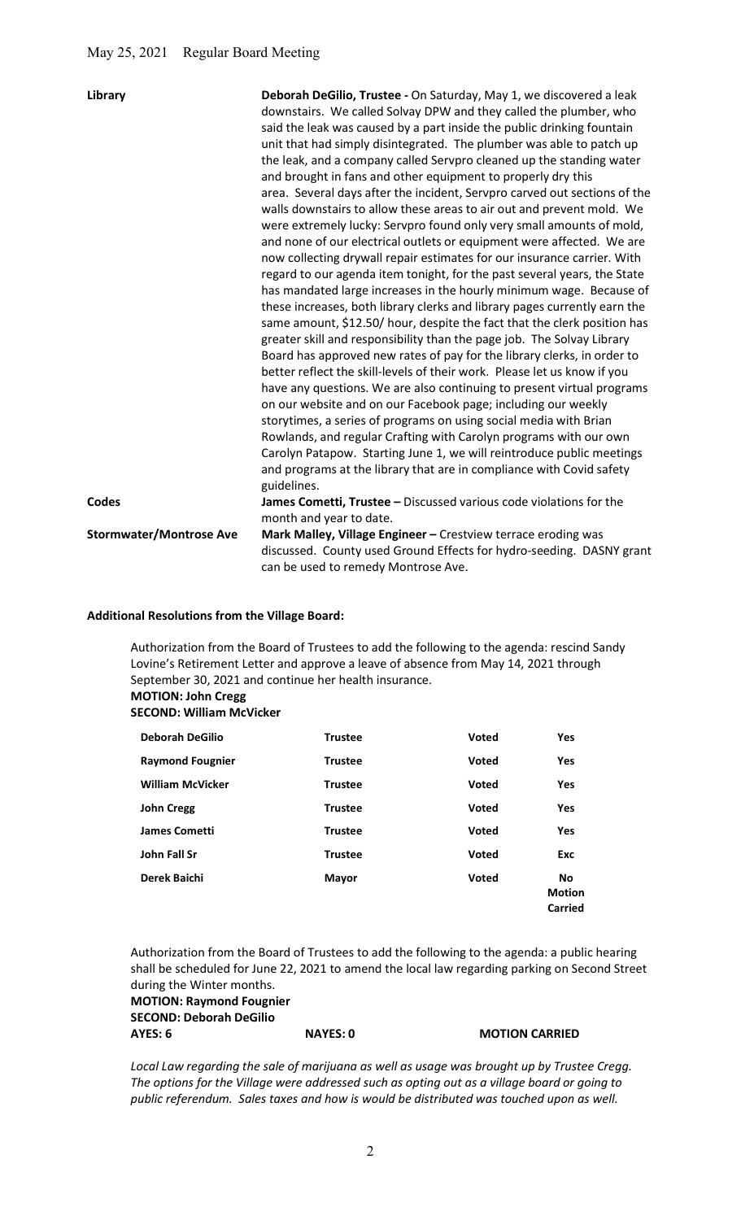| | |
|---|---|
| **Library** | **Deborah DeGilio, Trustee -** On Saturday, May 1, we discovered a leak downstairs. We called Solvay DPW and they called the plumber, who said the leak was caused by a part inside the public drinking fountain unit that had simply disintegrated. The plumber was able to patch up the leak, and a company called Servpro cleaned up the standing water and brought in fans and other equipment to properly dry this area. Several days after the incident, Servpro carved out sections of the walls downstairs to allow these areas to air out and prevent mold. We were extremely lucky: Servpro found only very small amounts of mold, and none of our electrical outlets or equipment were affected. We are now collecting drywall repair estimates for our insurance carrier. With regard to our agenda item tonight, for the past several years, the State has mandated large increases in the hourly minimum wage. Because of these increases, both library clerks and library pages currently earn the same amount, $12.50/ hour, despite the fact that the clerk position has greater skill and responsibility than the page job. The Solvay Library Board has approved new rates of pay for the library clerks, in order to better reflect the skill-levels of their work. Please let us know if you have any questions. We are also continuing to present virtual programs on our website and on our Facebook page; including our weekly storytimes, a series of programs on using social media with Brian Rowlands, and regular Crafting with Carolyn programs with our own Carolyn Patapow. Starting June 1, we will reintroduce public meetings and programs at the library that are in compliance with Covid safety guidelines. |
| **Codes** | **James Cometti, Trustee –** Discussed various code violations for the month and year to date. |
| **Stormwater/Montrose Ave** | **Mark Malley, Village Engineer –** Crestview terrace eroding was discussed. County used Ground Effects for hydro-seeding. DASNY grant can be used to remedy Montrose Ave. |

**Additional Resolutions from the Village Board:**

Authorization from the Board of Trustees to add the following to the agenda: rescind Sandy Lovine's Retirement Letter and approve a leave of absence from May 14, 2021 through September 30, 2021 and continue her health insurance.

**MOTION: John Cregg**
**SECOND: William McVicker**

| | | | |
|---|---|---|---|
| **Deborah DeGilio** | **Trustee** | **Voted** | **Yes** |
| **Raymond Fougnier** | **Trustee** | **Voted** | **Yes** |
| **William McVicker** | **Trustee** | **Voted** | **Yes** |
| **John Cregg** | **Trustee** | **Voted** | **Yes** |
| **James Cometti** | **Trustee** | **Voted** | **Yes** |
| **John Fall Sr** | **Trustee** | **Voted** | **Exc** |
| **Derek Baichi** | **Mayor** | **Voted** | **No** |
| | | | **Motion Carried** |

Authorization from the Board of Trustees to add the following to the agenda: a public hearing shall be scheduled for June 22, 2021 to amend the local law regarding parking on Second Street during the Winter months.

**MOTION: Raymond Fougnier**
**SECOND: Deborah DeGilio**
**AYES: 6** **NAYES: 0** **MOTION CARRIED**

*Local Law regarding the sale of marijuana as well as usage was brought up by Trustee Cregg. The options for the Village were addressed such as opting out as a village board or going to public referendum. Sales taxes and how is would be distributed was touched upon as well.*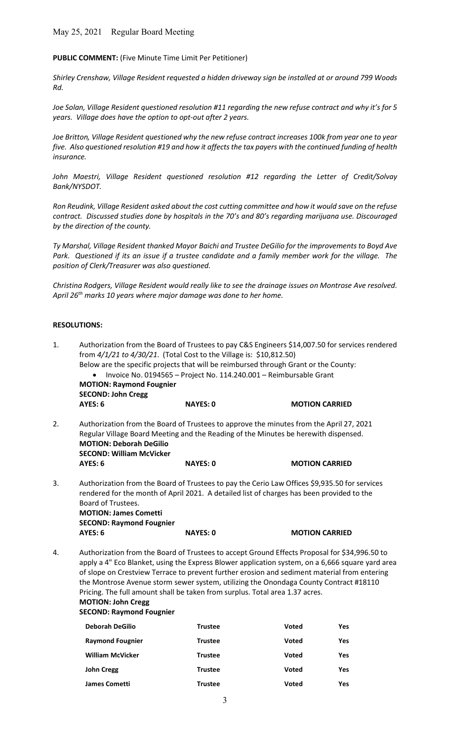May 25, 2021 Regular Board Meeting

**PUBLIC COMMENT:** (Five Minute Time Limit Per Petitioner)

*Shirley Crenshaw, Village Resident requested a hidden driveway sign be installed at or around 799 Woods Rd.*

*Joe Solan, Village Resident questioned resolution #11 regarding the new refuse contract and why it's for 5 years. Village does have the option to opt-out after 2 years.*

*Joe Britton, Village Resident questioned why the new refuse contract increases 100k from year one to year five. Also questioned resolution #19 and how it affects the tax payers with the continued funding of health insurance.*

*John Maestri, Village Resident questioned resolution #12 regarding the Letter of Credit/Solvay Bank/NYSDOT.*

*Ron Reudink, Village Resident asked about the cost cutting committee and how it would save on the refuse contract. Discussed studies done by hospitals in the 70's and 80's regarding marijuana use. Discouraged by the direction of the county.*

*Ty Marshal, Village Resident thanked Mayor Baichi and Trustee DeGilio for the improvements to Boyd Ave Park. Questioned if its an issue if a trustee candidate and a family member work for the village. The position of Clerk/Treasurer was also questioned.*

*Christina Rodgers, Village Resident would really like to see the drainage issues on Montrose Ave resolved. April 26th marks 10 years where major damage was done to her home.*

**RESOLUTIONS:**

1. Authorization from the Board of Trustees to pay C&S Engineers $14,007.50 for services rendered from *4/1/21 to 4/30/21*. (Total Cost to the Village is: $10,812.50)
   Below are the specific projects that will be reimbursed through Grant or the County:
   - Invoice No. 0194565 – Project No. 114.240.001 – Reimbursable Grant

   **MOTION: Raymond Fougnier**
   **SECOND: John Cregg**
   **AYES: 6** **NAYES: 0** **MOTION CARRIED**

2. Authorization from the Board of Trustees to approve the minutes from the April 27, 2021 Regular Village Board Meeting and the Reading of the Minutes be herewith dispensed.

   **MOTION: Deborah DeGilio**
   **SECOND: William McVicker**
   **AYES: 6** **NAYES: 0** **MOTION CARRIED**

3. Authorization from the Board of Trustees to pay the Cerio Law Offices $9,935.50 for services rendered for the month of April 2021. A detailed list of charges has been provided to the Board of Trustees.

   **MOTION: James Cometti**
   **SECOND: Raymond Fougnier**
   **AYES: 6** **NAYES: 0** **MOTION CARRIED**

4. Authorization from the Board of Trustees to accept Ground Effects Proposal for $34,996.50 to apply a 4" Eco Blanket, using the Express Blower application system, on a 6,666 square yard area of slope on Crestview Terrace to prevent further erosion and sediment material from entering the Montrose Avenue storm sewer system, utilizing the Onondaga County Contract #18110 Pricing. The full amount shall be taken from surplus. Total area 1.37 acres.

   **MOTION: John Cregg**
   **SECOND: Raymond Fougnier**

| | | | |
|---|---|---|---|
| **Deborah DeGilio** | **Trustee** | **Voted** | **Yes** |
| **Raymond Fougnier** | **Trustee** | **Voted** | **Yes** |
| **William McVicker** | **Trustee** | **Voted** | **Yes** |
| **John Cregg** | **Trustee** | **Voted** | **Yes** |
| **James Cometti** | **Trustee** | **Voted** | **Yes** |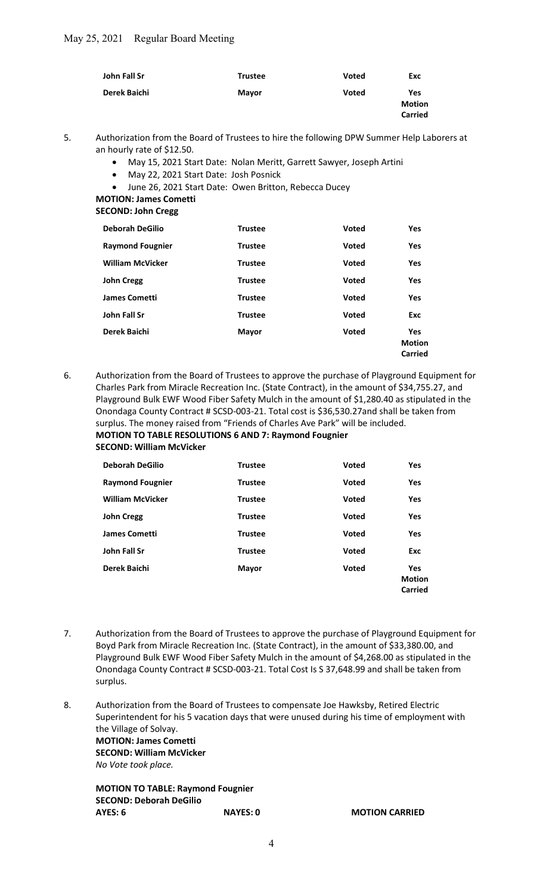| | | | |
|---|---|---|---|
| **John Fall Sr** | **Trustee** | **Voted** | **Exc** |
| **Derek Baichi** | **Mayor** | **Voted** | **Yes Motion Carried** |

5. Authorization from the Board of Trustees to hire the following DPW Summer Help Laborers at an hourly rate of $12.50.
   - May 15, 2021 Start Date: Nolan Meritt, Garrett Sawyer, Joseph Artini
   - May 22, 2021 Start Date: Josh Posnick
   - June 26, 2021 Start Date: Owen Britton, Rebecca Ducey

   **MOTION: James Cometti**
   **SECOND: John Cregg**

| | | | |
|---|---|---|---|
| **Deborah DeGilio** | **Trustee** | **Voted** | **Yes** |
| **Raymond Fougnier** | **Trustee** | **Voted** | **Yes** |
| **William McVicker** | **Trustee** | **Voted** | **Yes** |
| **John Cregg** | **Trustee** | **Voted** | **Yes** |
| **James Cometti** | **Trustee** | **Voted** | **Yes** |
| **John Fall Sr** | **Trustee** | **Voted** | **Exc** |
| **Derek Baichi** | **Mayor** | **Voted** | **Yes Motion Carried** |

6. Authorization from the Board of Trustees to approve the purchase of Playground Equipment for Charles Park from Miracle Recreation Inc. (State Contract), in the amount of $34,755.27, and Playground Bulk EWF Wood Fiber Safety Mulch in the amount of $1,280.40 as stipulated in the Onondaga County Contract # SCSD-003-21. Total cost is $36,530.27and shall be taken from surplus. The money raised from "Friends of Charles Ave Park" will be included.

   **MOTION TO TABLE RESOLUTIONS 6 AND 7: Raymond Fougnier**
   **SECOND: William McVicker**

| | | | |
|---|---|---|---|
| **Deborah DeGilio** | **Trustee** | **Voted** | **Yes** |
| **Raymond Fougnier** | **Trustee** | **Voted** | **Yes** |
| **William McVicker** | **Trustee** | **Voted** | **Yes** |
| **John Cregg** | **Trustee** | **Voted** | **Yes** |
| **James Cometti** | **Trustee** | **Voted** | **Yes** |
| **John Fall Sr** | **Trustee** | **Voted** | **Exc** |
| **Derek Baichi** | **Mayor** | **Voted** | **Yes Motion Carried** |

7. Authorization from the Board of Trustees to approve the purchase of Playground Equipment for Boyd Park from Miracle Recreation Inc. (State Contract), in the amount of $33,380.00, and Playground Bulk EWF Wood Fiber Safety Mulch in the amount of $4,268.00 as stipulated in the Onondaga County Contract # SCSD-003-21. Total Cost Is S 37,648.99 and shall be taken from surplus.

8. Authorization from the Board of Trustees to compensate Joe Hawksby, Retired Electric Superintendent for his 5 vacation days that were unused during his time of employment with the Village of Solvay.

   **MOTION: James Cometti**
   **SECOND: William McVicker**
   *No Vote took place.*

   **MOTION TO TABLE: Raymond Fougnier**
   **SECOND: Deborah DeGilio**
   **AYES: 6** **NAYES: 0** **MOTION CARRIED**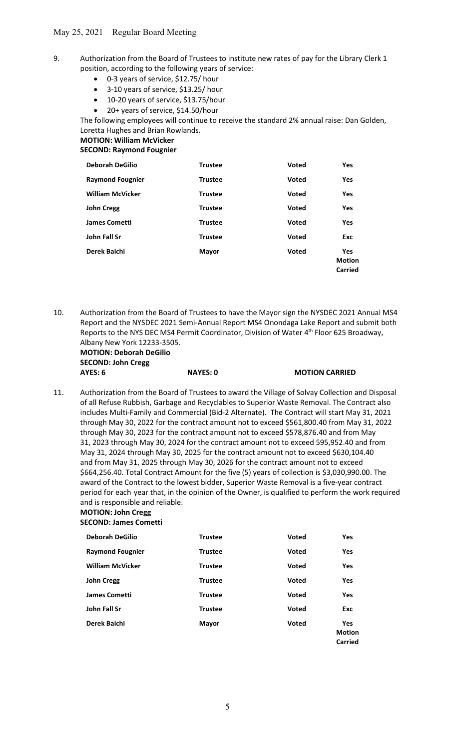9. Authorization from the Board of Trustees to institute new rates of pay for the Library Clerk 1 position, according to the following years of service:
   - 0-3 years of service, \$12.75/ hour
   - 3-10 years of service, \$13.25/ hour
   - 10-20 years of service, \$13.75/hour
   - 20+ years of service, \$14.50/hour

   The following employees will continue to receive the standard 2% annual raise: Dan Golden, Loretta Hughes and Brian Rowlands.

   **MOTION: William McVicker**
   **SECOND: Raymond Fougnier**

| | | | |
|---|---|---|---|
| **Deborah DeGilio** | **Trustee** | **Voted** | **Yes** |
| **Raymond Fougnier** | **Trustee** | **Voted** | **Yes** |
| **William McVicker** | **Trustee** | **Voted** | **Yes** |
| **John Cregg** | **Trustee** | **Voted** | **Yes** |
| **James Cometti** | **Trustee** | **Voted** | **Yes** |
| **John Fall Sr** | **Trustee** | **Voted** | **Exc** |
| **Derek Baichi** | **Mayor** | **Voted** | **Yes Motion Carried** |

10. Authorization from the Board of Trustees to have the Mayor sign the NYSDEC 2021 Annual MS4 Report and the NYSDEC 2021 Semi-Annual Report MS4 Onondaga Lake Report and submit both Reports to the NYS DEC MS4 Permit Coordinator, Division of Water 4th Floor 625 Broadway, Albany New York 12233-3505.

    **MOTION: Deborah DeGilio**
    **SECOND: John Cregg**
    **AYES: 6 NAYES: 0 MOTION CARRIED**

11. Authorization from the Board of Trustees to award the Village of Solvay Collection and Disposal of all Refuse Rubbish, Garbage and Recyclables to Superior Waste Removal. The Contract also includes Multi-Family and Commercial (Bid-2 Alternate). The Contract will start May 31, 2021 through May 30, 2022 for the contract amount not to exceed \$561,800.40 from May 31, 2022 through May 30, 2023 for the contract amount not to exceed \$578,876.40 and from May 31, 2023 through May 30, 2024 for the contract amount not to exceed 595,952.40 and from May 31, 2024 through May 30, 2025 for the contract amount not to exceed \$630,104.40 and from May 31, 2025 through May 30, 2026 for the contract amount not to exceed \$664,256.40. Total Contract Amount for the five (5) years of collection is \$3,030,990.00. The award of the Contract to the lowest bidder, Superior Waste Removal is a five-year contract period for each year that, in the opinion of the Owner, is qualified to perform the work required and is responsible and reliable.

    **MOTION: John Cregg**
    **SECOND: James Cometti**

| | | | |
|---|---|---|---|
| **Deborah DeGilio** | **Trustee** | **Voted** | **Yes** |
| **Raymond Fougnier** | **Trustee** | **Voted** | **Yes** |
| **William McVicker** | **Trustee** | **Voted** | **Yes** |
| **John Cregg** | **Trustee** | **Voted** | **Yes** |
| **James Cometti** | **Trustee** | **Voted** | **Yes** |
| **John Fall Sr** | **Trustee** | **Voted** | **Exc** |
| **Derek Baichi** | **Mayor** | **Voted** | **Yes Motion Carried** |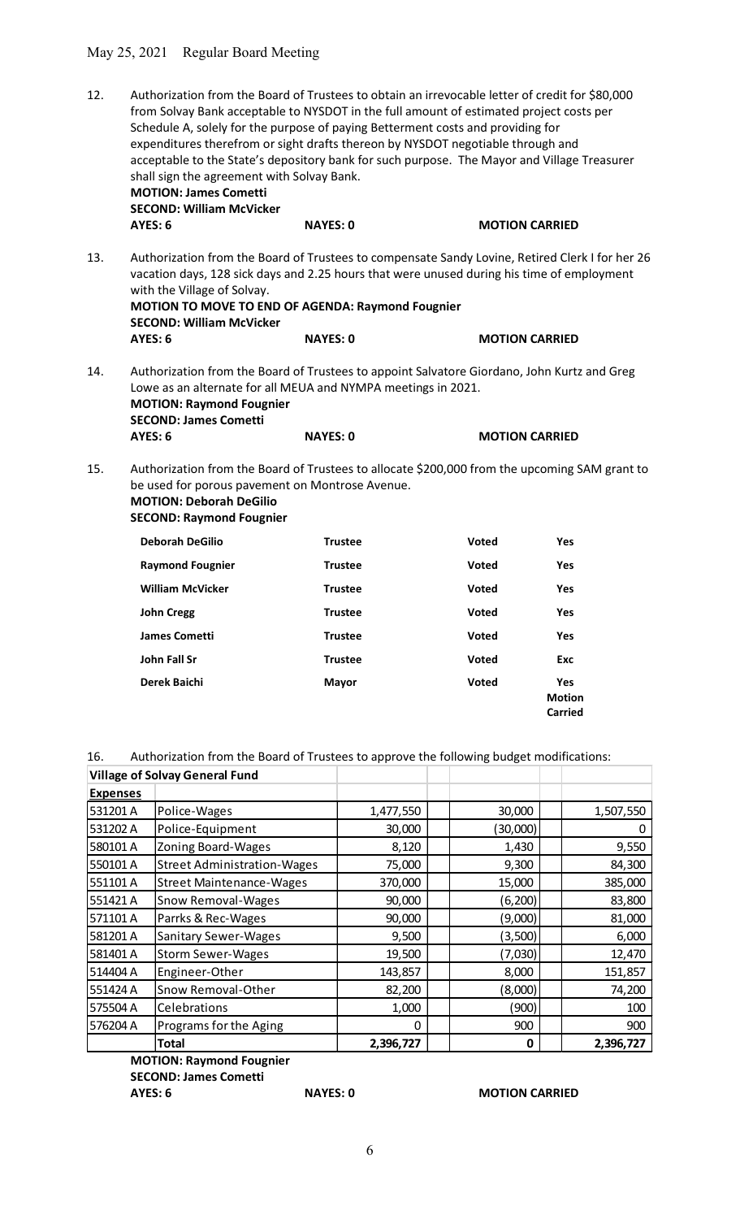May 25, 2021 Regular Board Meeting

12. Authorization from the Board of Trustees to obtain an irrevocable letter of credit for $80,000 from Solvay Bank acceptable to NYSDOT in the full amount of estimated project costs per Schedule A, solely for the purpose of paying Betterment costs and providing for expenditures therefrom or sight drafts thereon by NYSDOT negotiable through and acceptable to the State's depository bank for such purpose. The Mayor and Village Treasurer shall sign the agreement with Solvay Bank.
**MOTION: James Cometti**
**SECOND: William McVicker**
**AYES: 6** **NAYES: 0** **MOTION CARRIED**

13. Authorization from the Board of Trustees to compensate Sandy Lovine, Retired Clerk I for her 26 vacation days, 128 sick days and 2.25 hours that were unused during his time of employment with the Village of Solvay.
**MOTION TO MOVE TO END OF AGENDA: Raymond Fougnier**
**SECOND: William McVicker**
**AYES: 6** **NAYES: 0** **MOTION CARRIED**

14. Authorization from the Board of Trustees to appoint Salvatore Giordano, John Kurtz and Greg Lowe as an alternate for all MEUA and NYMPA meetings in 2021.
**MOTION: Raymond Fougnier**
**SECOND: James Cometti**
**AYES: 6** **NAYES: 0** **MOTION CARRIED**

15. Authorization from the Board of Trustees to allocate $200,000 from the upcoming SAM grant to be used for porous pavement on Montrose Avenue.
**MOTION: Deborah DeGilio**
**SECOND: Raymond Fougnier**

| | | | |
|---|---|---|---|
| **Deborah DeGilio** | **Trustee** | **Voted** | **Yes** |
| **Raymond Fougnier** | **Trustee** | **Voted** | **Yes** |
| **William McVicker** | **Trustee** | **Voted** | **Yes** |
| **John Cregg** | **Trustee** | **Voted** | **Yes** |
| **James Cometti** | **Trustee** | **Voted** | **Yes** |
| **John Fall Sr** | **Trustee** | **Voted** | **Exc** |
| **Derek Baichi** | **Mayor** | **Voted** | **Yes Motion Carried** |

16. Authorization from the Board of Trustees to approve the following budget modifications:

| **Village of Solvay General Fund** | | | | |
|---|---|---|---|---|
| **Expenses** | | | | |
| 531201 A | Police-Wages | 1,477,550 | 30,000 | 1,507,550 |
| 531202 A | Police-Equipment | 30,000 | (30,000) | 0 |
| 580101 A | Zoning Board-Wages | 8,120 | 1,430 | 9,550 |
| 550101 A | Street Administration-Wages | 75,000 | 9,300 | 84,300 |
| 551101 A | Street Maintenance-Wages | 370,000 | 15,000 | 385,000 |
| 551421 A | Snow Removal-Wages | 90,000 | (6,200) | 83,800 |
| 571101 A | Parrks & Rec-Wages | 90,000 | (9,000) | 81,000 |
| 581201 A | Sanitary Sewer-Wages | 9,500 | (3,500) | 6,000 |
| 581401 A | Storm Sewer-Wages | 19,500 | (7,030) | 12,470 |
| 514404 A | Engineer-Other | 143,857 | 8,000 | 151,857 |
| 551424 A | Snow Removal-Other | 82,200 | (8,000) | 74,200 |
| 575504 A | Celebrations | 1,000 | (900) | 100 |
| 576204 A | Programs for the Aging | 0 | 900 | 900 |
| | **Total** | **2,396,727** | **0** | **2,396,727** |

**MOTION: Raymond Fougnier**
**SECOND: James Cometti**
**AYES: 6** **NAYES: 0** **MOTION CARRIED**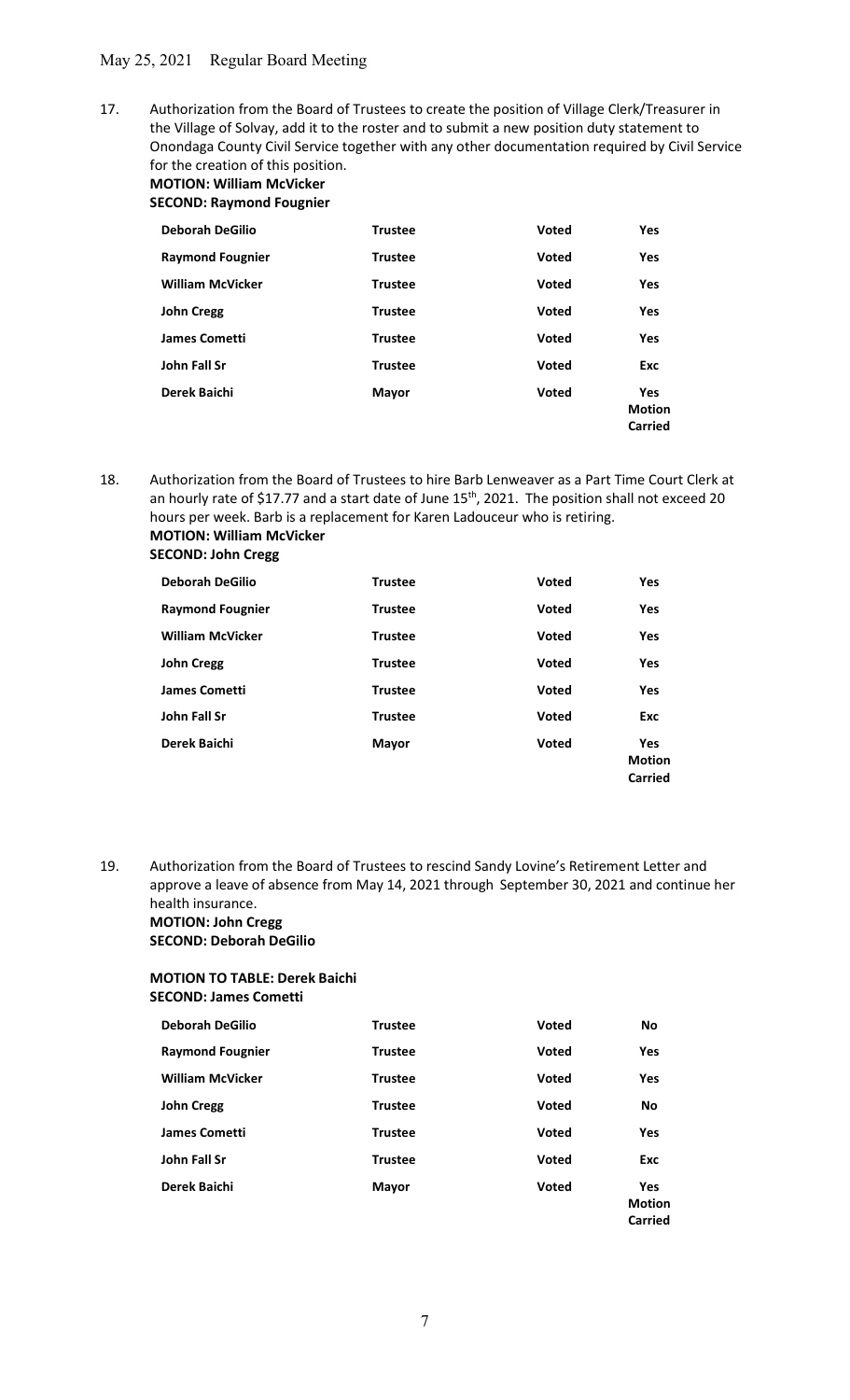17. Authorization from the Board of Trustees to create the position of Village Clerk/Treasurer in the Village of Solvay, add it to the roster and to submit a new position duty statement to Onondaga County Civil Service together with any other documentation required by Civil Service for the creation of this position.
**MOTION: William McVicker**
**SECOND: Raymond Fougnier**

| | | | |
|---|---|---|---|
| **Deborah DeGilio** | **Trustee** | **Voted** | **Yes** |
| **Raymond Fougnier** | **Trustee** | **Voted** | **Yes** |
| **William McVicker** | **Trustee** | **Voted** | **Yes** |
| **John Cregg** | **Trustee** | **Voted** | **Yes** |
| **James Cometti** | **Trustee** | **Voted** | **Yes** |
| **John Fall Sr** | **Trustee** | **Voted** | **Exc** |
| **Derek Baichi** | **Mayor** | **Voted** | **Yes Motion Carried** |

18. Authorization from the Board of Trustees to hire Barb Lenweaver as a Part Time Court Clerk at an hourly rate of $17.77 and a start date of June 15th, 2021. The position shall not exceed 20 hours per week. Barb is a replacement for Karen Ladouceur who is retiring.
**MOTION: William McVicker**
**SECOND: John Cregg**

| | | | |
|---|---|---|---|
| **Deborah DeGilio** | **Trustee** | **Voted** | **Yes** |
| **Raymond Fougnier** | **Trustee** | **Voted** | **Yes** |
| **William McVicker** | **Trustee** | **Voted** | **Yes** |
| **John Cregg** | **Trustee** | **Voted** | **Yes** |
| **James Cometti** | **Trustee** | **Voted** | **Yes** |
| **John Fall Sr** | **Trustee** | **Voted** | **Exc** |
| **Derek Baichi** | **Mayor** | **Voted** | **Yes Motion Carried** |

19. Authorization from the Board of Trustees to rescind Sandy Lovine's Retirement Letter and approve a leave of absence from May 14, 2021 through September 30, 2021 and continue her health insurance.
**MOTION: John Cregg**
**SECOND: Deborah DeGilio**

**MOTION TO TABLE: Derek Baichi**
**SECOND: James Cometti**

| | | | |
|---|---|---|---|
| **Deborah DeGilio** | **Trustee** | **Voted** | **No** |
| **Raymond Fougnier** | **Trustee** | **Voted** | **Yes** |
| **William McVicker** | **Trustee** | **Voted** | **Yes** |
| **John Cregg** | **Trustee** | **Voted** | **No** |
| **James Cometti** | **Trustee** | **Voted** | **Yes** |
| **John Fall Sr** | **Trustee** | **Voted** | **Exc** |
| **Derek Baichi** | **Mayor** | **Voted** | **Yes Motion Carried** |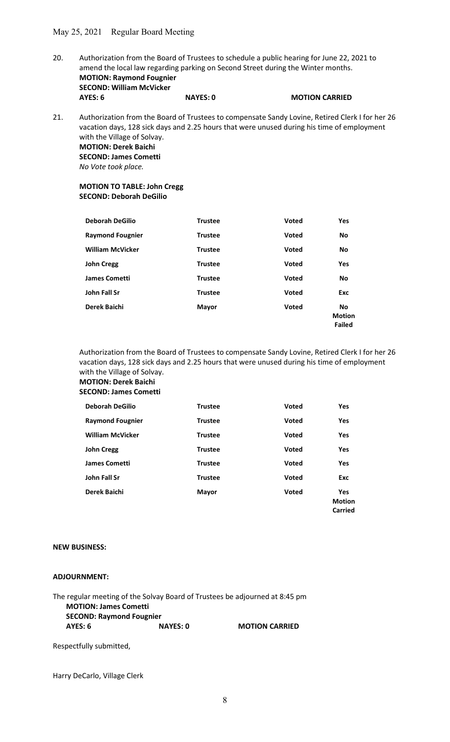20. Authorization from the Board of Trustees to schedule a public hearing for June 22, 2021 to amend the local law regarding parking on Second Street during the Winter months.
    **MOTION: Raymond Fougnier**
    **SECOND: William McVicker**
    **AYES: 6** **NAYES: 0** **MOTION CARRIED**

21. Authorization from the Board of Trustees to compensate Sandy Lovine, Retired Clerk I for her 26 vacation days, 128 sick days and 2.25 hours that were unused during his time of employment with the Village of Solvay.
    **MOTION: Derek Baichi**
    **SECOND: James Cometti**
    *No Vote took place.*

    **MOTION TO TABLE: John Cregg**
    **SECOND: Deborah DeGilio**

| | | | |
|---|---|---|---|
| **Deborah DeGilio** | **Trustee** | **Voted** | **Yes** |
| **Raymond Fougnier** | **Trustee** | **Voted** | **No** |
| **William McVicker** | **Trustee** | **Voted** | **No** |
| **John Cregg** | **Trustee** | **Voted** | **Yes** |
| **James Cometti** | **Trustee** | **Voted** | **No** |
| **John Fall Sr** | **Trustee** | **Voted** | **Exc** |
| **Derek Baichi** | **Mayor** | **Voted** | **No** **Motion Failed** |

Authorization from the Board of Trustees to compensate Sandy Lovine, Retired Clerk I for her 26 vacation days, 128 sick days and 2.25 hours that were unused during his time of employment with the Village of Solvay.
**MOTION: Derek Baichi**
**SECOND: James Cometti**

| | | | |
|---|---|---|---|
| **Deborah DeGilio** | **Trustee** | **Voted** | **Yes** |
| **Raymond Fougnier** | **Trustee** | **Voted** | **Yes** |
| **William McVicker** | **Trustee** | **Voted** | **Yes** |
| **John Cregg** | **Trustee** | **Voted** | **Yes** |
| **James Cometti** | **Trustee** | **Voted** | **Yes** |
| **John Fall Sr** | **Trustee** | **Voted** | **Exc** |
| **Derek Baichi** | **Mayor** | **Voted** | **Yes** **Motion Carried** |

**NEW BUSINESS:**

**ADJOURNMENT:**

The regular meeting of the Solvay Board of Trustees be adjourned at 8:45 pm
**MOTION: James Cometti**
**SECOND: Raymond Fougnier**
**AYES: 6** **NAYES: 0** **MOTION CARRIED**

Respectfully submitted,

Harry DeCarlo, Village Clerk